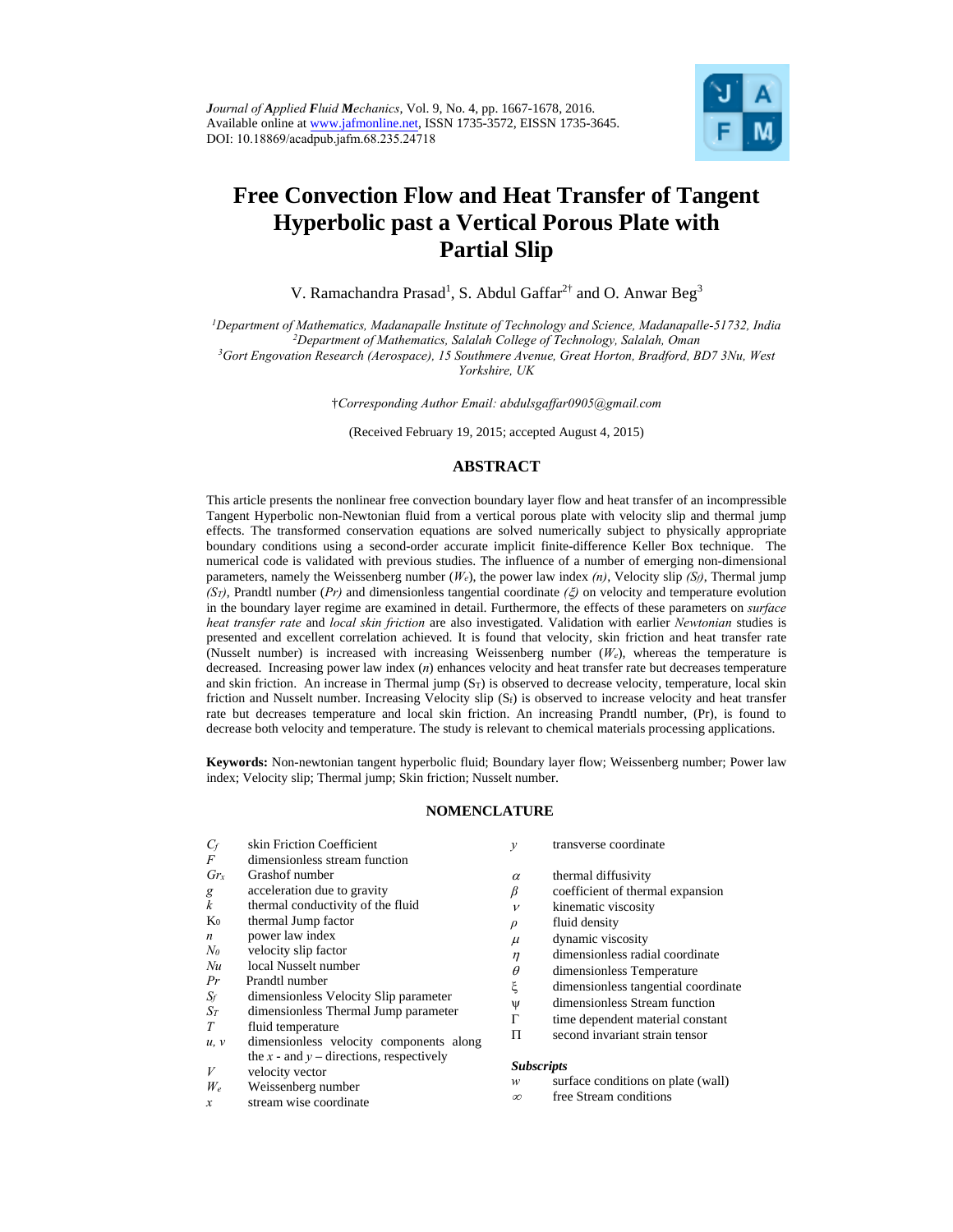*Journal of Applied Fluid Mechanics*, Vol. 9, No. 4, pp. 1667-1678, 2016.
Available online at www.jafmonline.net, ISSN 1735-3572, EISSN 1735-3645.
DOI: 10.18869/acadpub.jafm.68.235.24718

# Free Convection Flow and Heat Transfer of Tangent Hyperbolic past a Vertical Porous Plate with Partial Slip

V. Ramachandra Prasad[1], S. Abdul Gaffar[2†] and O. Anwar Beg[3]

[1]*Department of Mathematics, Madanapalle Institute of Technology and Science, Madanapalle-51732, India*
[2]*Department of Mathematics, Salalah College of Technology, Salalah, Oman*
[3]*Gort Engovation Research (Aerospace), 15 Southmere Avenue, Great Horton, Bradford, BD7 3Nu, West Yorkshire, UK*

†*Corresponding Author Email: abdulsgaffar0905@gmail.com*

(Received February 19, 2015; accepted August 4, 2015)

## ABSTRACT

This article presents the nonlinear free convection boundary layer flow and heat transfer of an incompressible Tangent Hyperbolic non-Newtonian fluid from a vertical porous plate with velocity slip and thermal jump effects. The transformed conservation equations are solved numerically subject to physically appropriate boundary conditions using a second-order accurate implicit finite-difference Keller Box technique. The numerical code is validated with previous studies. The influence of a number of emerging non-dimensional parameters, namely the Weissenberg number ($W_e$), the power law index *(n)*, Velocity slip *($S_f$)*, Thermal jump *($S_T$)*, Prandtl number *(Pr)* and dimensionless tangential coordinate *($\xi$)* on velocity and temperature evolution in the boundary layer regime are examined in detail. Furthermore, the effects of these parameters on *surface heat transfer rate* and *local skin friction* are also investigated. Validation with earlier *Newtonian* studies is presented and excellent correlation achieved. It is found that velocity, skin friction and heat transfer rate (Nusselt number) is increased with increasing Weissenberg number ($W_e$), whereas the temperature is decreased. Increasing power law index ($n$) enhances velocity and heat transfer rate but decreases temperature and skin friction. An increase in Thermal jump ($S_T$) is observed to decrease velocity, temperature, local skin friction and Nusselt number. Increasing Velocity slip ($S_f$) is observed to increase velocity and heat transfer rate but decreases temperature and local skin friction. An increasing Prandtl number, (Pr), is found to decrease both velocity and temperature. The study is relevant to chemical materials processing applications.

**Keywords:** Non-newtonian tangent hyperbolic fluid; Boundary layer flow; Weissenberg number; Power law index; Velocity slip; Thermal jump; Skin friction; Nusselt number.

## NOMENCLATURE

| | |
|---|---|
| $C_f$ | skin Friction Coefficient |
| $F$ | dimensionless stream function |
| $Gr_x$ | Grashof number |
| $g$ | acceleration due to gravity |
| $k$ | thermal conductivity of the fluid |
| $K_0$ | thermal Jump factor |
| $n$ | power law index |
| $N_0$ | velocity slip factor |
| $Nu$ | local Nusselt number |
| $Pr$ | Prandtl number |
| $S_f$ | dimensionless Velocity Slip parameter |
| $S_T$ | dimensionless Thermal Jump parameter |
| $T$ | fluid temperature |
| $u, v$ | dimensionless velocity components along the $x$ - and $y$ – directions, respectively |
| $V$ | velocity vector |
| $W_e$ | Weissenberg number |
| $x$ | stream wise coordinate |
| $y$ | transverse coordinate |
| $\alpha$ | thermal diffusivity |
| $\beta$ | coefficient of thermal expansion |
| $\nu$ | kinematic viscosity |
| $\rho$ | fluid density |
| $\mu$ | dynamic viscosity |
| $\eta$ | dimensionless radial coordinate |
| $\theta$ | dimensionless Temperature |
| $\xi$ | dimensionless tangential coordinate |
| $\psi$ | dimensionless Stream function |
| $\Gamma$ | time dependent material constant |
| $\Pi$ | second invariant strain tensor |

***Subscripts***

| | |
|---|---|
| $w$ | surface conditions on plate (wall) |
| $\infty$ | free Stream conditions |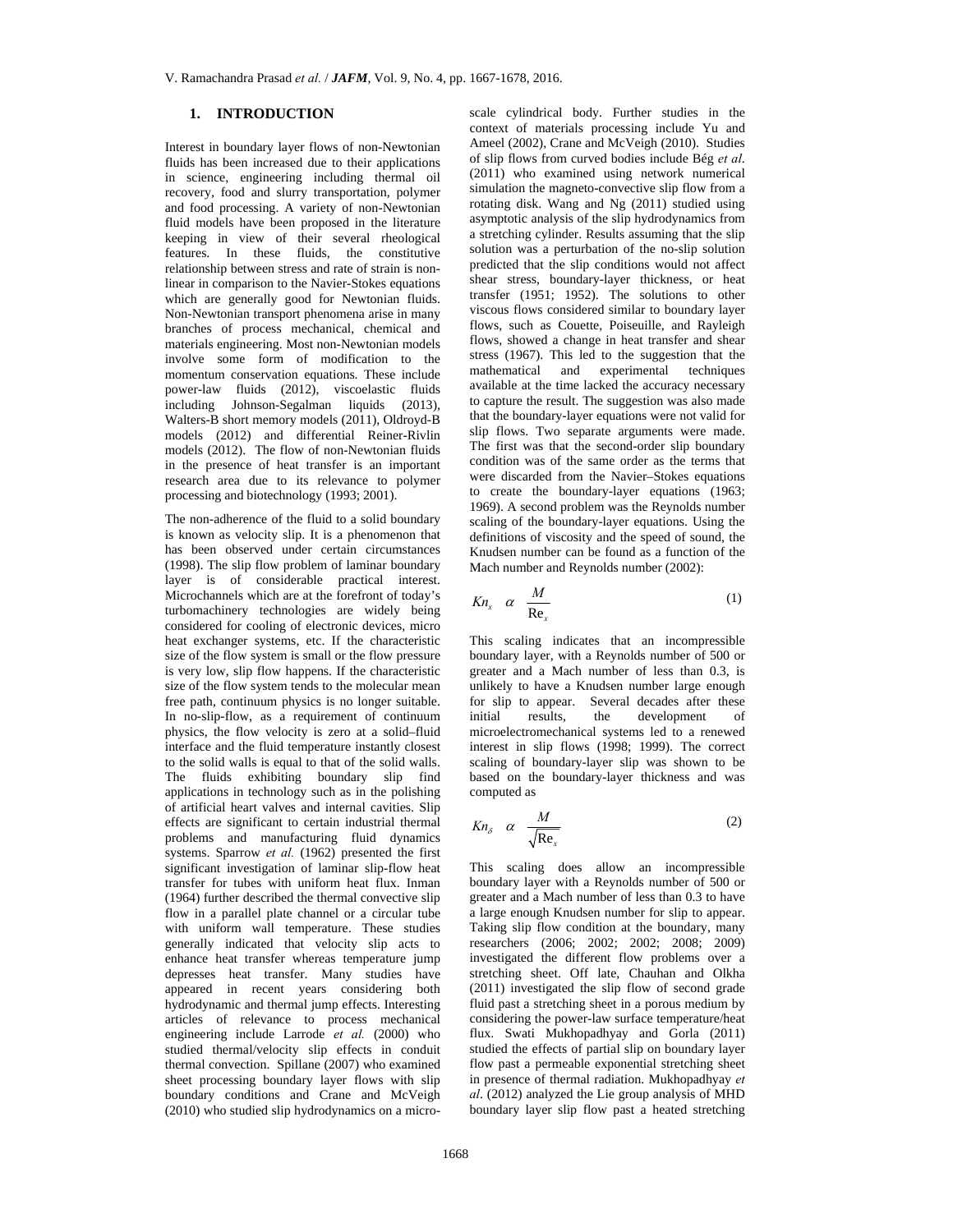## 1. INTRODUCTION

Interest in boundary layer flows of non-Newtonian fluids has been increased due to their applications in science, engineering including thermal oil recovery, food and slurry transportation, polymer and food processing. A variety of non-Newtonian fluid models have been proposed in the literature keeping in view of their several rheological features. In these fluids, the constitutive relationship between stress and rate of strain is non-linear in comparison to the Navier-Stokes equations which are generally good for Newtonian fluids. Non-Newtonian transport phenomena arise in many branches of process mechanical, chemical and materials engineering. Most non-Newtonian models involve some form of modification to the momentum conservation equations. These include power-law fluids (2012), viscoelastic fluids including Johnson-Segalman liquids (2013), Walters-B short memory models (2011), Oldroyd-B models (2012) and differential Reiner-Rivlin models (2012). The flow of non-Newtonian fluids in the presence of heat transfer is an important research area due to its relevance to polymer processing and biotechnology (1993; 2001).

The non-adherence of the fluid to a solid boundary is known as velocity slip. It is a phenomenon that has been observed under certain circumstances (1998). The slip flow problem of laminar boundary layer is of considerable practical interest. Microchannels which are at the forefront of today's turbomachinery technologies are widely being considered for cooling of electronic devices, micro heat exchanger systems, etc. If the characteristic size of the flow system is small or the flow pressure is very low, slip flow happens. If the characteristic size of the flow system tends to the molecular mean free path, continuum physics is no longer suitable. In no-slip-flow, as a requirement of continuum physics, the flow velocity is zero at a solid–fluid interface and the fluid temperature instantly closest to the solid walls is equal to that of the solid walls. The fluids exhibiting boundary slip find applications in technology such as in the polishing of artificial heart valves and internal cavities. Slip effects are significant to certain industrial thermal problems and manufacturing fluid dynamics systems. Sparrow *et al.* (1962) presented the first significant investigation of laminar slip-flow heat transfer for tubes with uniform heat flux. Inman (1964) further described the thermal convective slip flow in a parallel plate channel or a circular tube with uniform wall temperature. These studies generally indicated that velocity slip acts to enhance heat transfer whereas temperature jump depresses heat transfer. Many studies have appeared in recent years considering both hydrodynamic and thermal jump effects. Interesting articles of relevance to process mechanical engineering include Larrode *et al.* (2000) who studied thermal/velocity slip effects in conduit thermal convection. Spillane (2007) who examined sheet processing boundary layer flows with slip boundary conditions and Crane and McVeigh (2010) who studied slip hydrodynamics on a micro-scale cylindrical body. Further studies in the context of materials processing include Yu and Ameel (2002), Crane and McVeigh (2010). Studies of slip flows from curved bodies include Bég *et al*. (2011) who examined using network numerical simulation the magneto-convective slip flow from a rotating disk. Wang and Ng (2011) studied using asymptotic analysis of the slip hydrodynamics from a stretching cylinder. Results assuming that the slip solution was a perturbation of the no-slip solution predicted that the slip conditions would not affect shear stress, boundary-layer thickness, or heat transfer (1951; 1952). The solutions to other viscous flows considered similar to boundary layer flows, such as Couette, Poiseuille, and Rayleigh flows, showed a change in heat transfer and shear stress (1967). This led to the suggestion that the mathematical and experimental techniques available at the time lacked the accuracy necessary to capture the result. The suggestion was also made that the boundary-layer equations were not valid for slip flows. Two separate arguments were made. The first was that the second-order slip boundary condition was of the same order as the terms that were discarded from the Navier–Stokes equations to create the boundary-layer equations (1963; 1969). A second problem was the Reynolds number scaling of the boundary-layer equations. Using the definitions of viscosity and the speed of sound, the Knudsen number can be found as a function of the Mach number and Reynolds number (2002):

$$Kn_x \quad \alpha \quad \frac{M}{\mathrm{Re}_x} \tag{1}$$

This scaling indicates that an incompressible boundary layer, with a Reynolds number of 500 or greater and a Mach number of less than 0.3, is unlikely to have a Knudsen number large enough for slip to appear. Several decades after these initial results, the development of microelectromechanical systems led to a renewed interest in slip flows (1998; 1999). The correct scaling of boundary-layer slip was shown to be based on the boundary-layer thickness and was computed as

$$Kn_\delta \quad \alpha \quad \frac{M}{\sqrt{\mathrm{Re}_x}} \tag{2}$$

This scaling does allow an incompressible boundary layer with a Reynolds number of 500 or greater and a Mach number of less than 0.3 to have a large enough Knudsen number for slip to appear. Taking slip flow condition at the boundary, many researchers (2006; 2002; 2002; 2008; 2009) investigated the different flow problems over a stretching sheet. Off late, Chauhan and Olkha (2011) investigated the slip flow of second grade fluid past a stretching sheet in a porous medium by considering the power-law surface temperature/heat flux. Swati Mukhopadhyay and Gorla (2011) studied the effects of partial slip on boundary layer flow past a permeable exponential stretching sheet in presence of thermal radiation. Mukhopadhyay *et al*. (2012) analyzed the Lie group analysis of MHD boundary layer slip flow past a heated stretching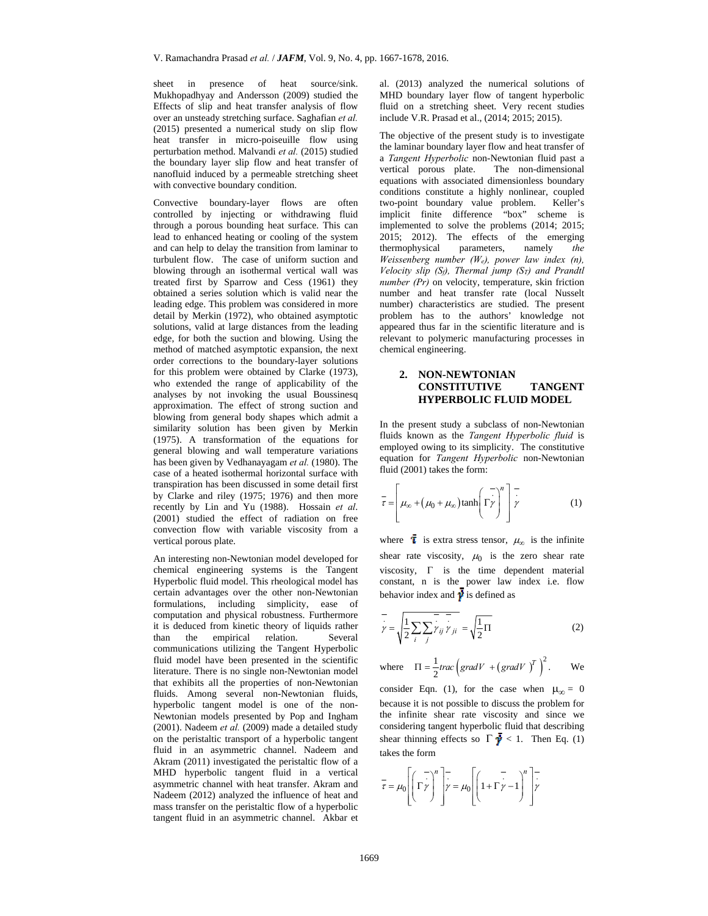sheet in presence of heat source/sink. Mukhopadhyay and Andersson (2009) studied the Effects of slip and heat transfer analysis of flow over an unsteady stretching surface. Saghafian *et al.* (2015) presented a numerical study on slip flow heat transfer in micro-poiseuille flow using perturbation method. Malvandi *et al.* (2015) studied the boundary layer slip flow and heat transfer of nanofluid induced by a permeable stretching sheet with convective boundary condition.

Convective boundary-layer flows are often controlled by injecting or withdrawing fluid through a porous bounding heat surface. This can lead to enhanced heating or cooling of the system and can help to delay the transition from laminar to turbulent flow. The case of uniform suction and blowing through an isothermal vertical wall was treated first by Sparrow and Cess (1961) they obtained a series solution which is valid near the leading edge. This problem was considered in more detail by Merkin (1972), who obtained asymptotic solutions, valid at large distances from the leading edge, for both the suction and blowing. Using the method of matched asymptotic expansion, the next order corrections to the boundary-layer solutions for this problem were obtained by Clarke (1973), who extended the range of applicability of the analyses by not invoking the usual Boussinesq approximation. The effect of strong suction and blowing from general body shapes which admit a similarity solution has been given by Merkin (1975). A transformation of the equations for general blowing and wall temperature variations has been given by Vedhanayagam *et al.* (1980). The case of a heated isothermal horizontal surface with transpiration has been discussed in some detail first by Clarke and riley (1975; 1976) and then more recently by Lin and Yu (1988). Hossain *et al*. (2001) studied the effect of radiation on free convection flow with variable viscosity from a vertical porous plate.

An interesting non-Newtonian model developed for chemical engineering systems is the Tangent Hyperbolic fluid model. This rheological model has certain advantages over the other non-Newtonian formulations, including simplicity, ease of computation and physical robustness. Furthermore it is deduced from kinetic theory of liquids rather than the empirical relation. Several communications utilizing the Tangent Hyperbolic fluid model have been presented in the scientific literature. There is no single non-Newtonian model that exhibits all the properties of non-Newtonian fluids. Among several non-Newtonian fluids, hyperbolic tangent model is one of the non-Newtonian models presented by Pop and Ingham (2001). Nadeem *et al.* (2009) made a detailed study on the peristaltic transport of a hyperbolic tangent fluid in an asymmetric channel. Nadeem and Akram (2011) investigated the peristaltic flow of a MHD hyperbolic tangent fluid in a vertical asymmetric channel with heat transfer. Akram and Nadeem (2012) analyzed the influence of heat and mass transfer on the peristaltic flow of a hyperbolic tangent fluid in an asymmetric channel. Akbar et al. (2013) analyzed the numerical solutions of MHD boundary layer flow of tangent hyperbolic fluid on a stretching sheet. Very recent studies include V.R. Prasad et al., (2014; 2015; 2015).

The objective of the present study is to investigate the laminar boundary layer flow and heat transfer of a *Tangent Hyperbolic* non-Newtonian fluid past a vertical porous plate. The non-dimensional equations with associated dimensionless boundary conditions constitute a highly nonlinear, coupled two-point boundary value problem. Keller's implicit finite difference "box" scheme is implemented to solve the problems (2014; 2015; 2015; 2012). The effects of the emerging thermophysical parameters, namely *the Weissenberg number ($W_e$), power law index (n), Velocity slip ($S_f$), Thermal jump ($S_T$) and Prandtl number (Pr)* on velocity, temperature, skin friction number and heat transfer rate (local Nusselt number) characteristics are studied. The present problem has to the authors' knowledge not appeared thus far in the scientific literature and is relevant to polymeric manufacturing processes in chemical engineering.

## 2. NON-NEWTONIAN CONSTITUTIVE TANGENT HYPERBOLIC FLUID MODEL

In the present study a subclass of non-Newtonian fluids known as the *Tangent Hyperbolic fluid* is employed owing to its simplicity. The constitutive equation for *Tangent Hyperbolic* non-Newtonian fluid (2001) takes the form:

$$\bar{\tau} = \left[ \mu_\infty + (\mu_0 + \mu_\infty) \tanh\left( \Gamma \bar{\dot{\gamma}} \right)^n \right] \bar{\dot{\gamma}} \tag{1}$$

where $\bar{\tau}$ is extra stress tensor, $\mu_\infty$ is the infinite shear rate viscosity, $\mu_0$ is the zero shear rate viscosity, $\Gamma$ is the time dependent material constant, n is the power law index i.e. flow behavior index and $\bar{\dot{\gamma}}$ is defined as

$$\bar{\dot{\gamma}} = \sqrt{\frac{1}{2} \sum_i \sum_j \bar{\dot{\gamma}}_{ij} \bar{\dot{\gamma}}_{ji}} = \sqrt{\frac{1}{2} \Pi} \tag{2}$$

where $\Pi = \frac{1}{2} trac\left( gradV + (gradV)^T \right)^2$. We consider Eqn. (1), for the case when $\mu_\infty = 0$ because it is not possible to discuss the problem for the infinite shear rate viscosity and since we considering tangent hyperbolic fluid that describing shear thinning effects so $\Gamma \bar{\dot{\gamma}} < 1$. Then Eq. (1) takes the form

$$\bar{\tau} = \mu_0 \left[ \left( \Gamma \bar{\dot{\gamma}} \right)^n \right] \bar{\dot{\gamma}} = \mu_0 \left[ \left( 1 + \Gamma \bar{\dot{\gamma}} - 1 \right)^n \right] \bar{\dot{\gamma}}$$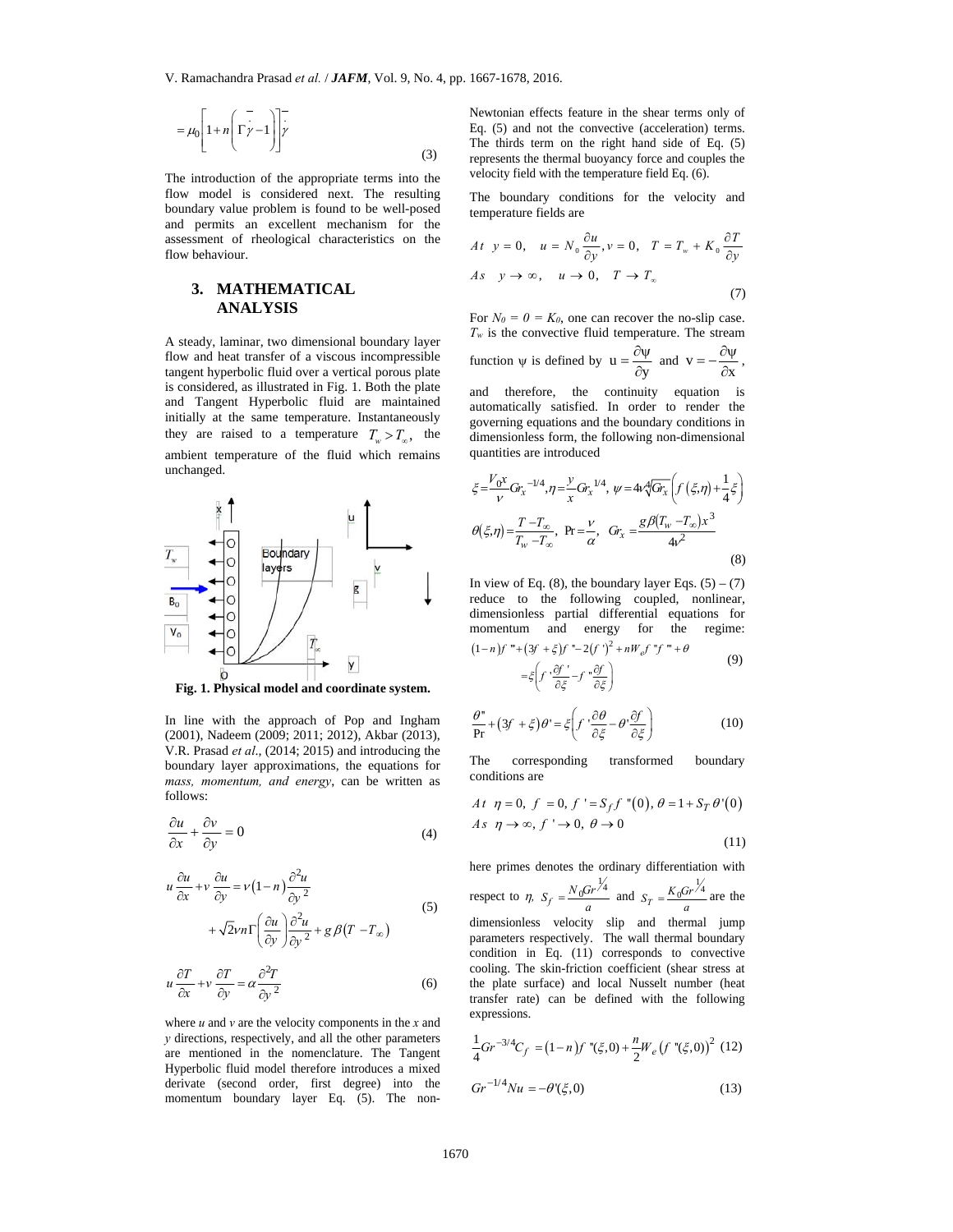$$= \mu_0 \left[ 1 + n \left( \Gamma \bar{\dot{\gamma}} - 1 \right) \right] \bar{\dot{\gamma}} \tag{3}$$

The introduction of the appropriate terms into the flow model is considered next. The resulting boundary value problem is found to be well-posed and permits an excellent mechanism for the assessment of rheological characteristics on the flow behaviour.

## 3. MATHEMATICAL ANALYSIS

A steady, laminar, two dimensional boundary layer flow and heat transfer of a viscous incompressible tangent hyperbolic fluid over a vertical porous plate is considered, as illustrated in Fig. 1. Both the plate and Tangent Hyperbolic fluid are maintained initially at the same temperature. Instantaneously they are raised to a temperature $T_w > T_\infty$, the ambient temperature of the fluid which remains unchanged.

**Fig. 1. Physical model and coordinate system.**

In line with the approach of Pop and Ingham (2001), Nadeem (2009; 2011; 2012), Akbar (2013), V.R. Prasad *et al*., (2014; 2015) and introducing the boundary layer approximations, the equations for *mass, momentum, and energy*, can be written as follows:

$$\frac{\partial u}{\partial x} + \frac{\partial v}{\partial y} = 0 \tag{4}$$

$$u\frac{\partial u}{\partial x} + v\frac{\partial u}{\partial y} = \nu(1-n)\frac{\partial^2 u}{\partial y^2} + \sqrt{2}\nu n\Gamma\left(\frac{\partial u}{\partial y}\right)\frac{\partial^2 u}{\partial y^2} + g\beta(T - T_\infty) \tag{5}$$

$$u\frac{\partial T}{\partial x} + v\frac{\partial T}{\partial y} = \alpha\frac{\partial^2 T}{\partial y^2} \tag{6}$$

where *u* and *v* are the velocity components in the *x* and *y* directions, respectively, and all the other parameters are mentioned in the nomenclature. The Tangent Hyperbolic fluid model therefore introduces a mixed derivate (second order, first degree) into the momentum boundary layer Eq. (5). The non-Newtonian effects feature in the shear terms only of Eq. (5) and not the convective (acceleration) terms. The thirds term on the right hand side of Eq. (5) represents the thermal buoyancy force and couples the velocity field with the temperature field Eq. (6).

The boundary conditions for the velocity and temperature fields are

$$\begin{aligned} &At \quad y = 0, \quad u = N_0\frac{\partial u}{\partial y}, v = 0, \quad T = T_w + K_0\frac{\partial T}{\partial y} \\ &As \quad y \to \infty, \quad u \to 0, \quad T \to T_\infty \end{aligned} \tag{7}$$

For $N_0 = 0 = K_0$, one can recover the no-slip case. $T_w$ is the convective fluid temperature. The stream function $\psi$ is defined by $u = \frac{\partial \psi}{\partial y}$ and $v = -\frac{\partial \psi}{\partial x}$, and therefore, the continuity equation is automatically satisfied. In order to render the governing equations and the boundary conditions in dimensionless form, the following non-dimensional quantities are introduced

$$\begin{aligned} &\xi = \frac{V_0 x}{\nu}Gr_x^{-1/4}, \eta = \frac{y}{x}Gr_x^{1/4}, \psi = 4\nu\sqrt[4]{Gr_x}\left(f(\xi,\eta) + \frac{1}{4}\xi\right) \\ &\theta(\xi,\eta) = \frac{T - T_\infty}{T_w - T_\infty}, \ \Pr = \frac{\nu}{\alpha}, \ Gr_x = \frac{g\beta(T_w - T_\infty)x^3}{4\nu^2} \end{aligned} \tag{8}$$

In view of Eq. (8), the boundary layer Eqs. (5) – (7) reduce to the following coupled, nonlinear, dimensionless partial differential equations for momentum and energy for the regime:

$$(1-n)f''' + (3f + \xi)f'' - 2(f')^2 + nW_e f''f''' + \theta = \xi\left(f'\frac{\partial f'}{\partial \xi} - f''\frac{\partial f}{\partial \xi}\right) \tag{9}$$

$$\frac{\theta''}{\Pr} + (3f + \xi)\theta' = \xi\left(f'\frac{\partial \theta}{\partial \xi} - \theta'\frac{\partial f}{\partial \xi}\right) \tag{10}$$

The corresponding transformed boundary conditions are

$$\begin{aligned} &At \ \ \eta = 0, \ f = 0, \ f' = S_f f''(0), \ \theta = 1 + S_T\theta'(0) \\ &As \ \ \eta \to \infty, \ f' \to 0, \ \theta \to 0 \end{aligned} \tag{11}$$

here primes denotes the ordinary differentiation with respect to $\eta$, $S_f = \frac{N_0 Gr^{1/4}}{a}$ and $S_T = \frac{K_0 Gr^{1/4}}{a}$ are the dimensionless velocity slip and thermal jump parameters respectively. The wall thermal boundary condition in Eq. (11) corresponds to convective cooling. The skin-friction coefficient (shear stress at the plate surface) and local Nusselt number (heat transfer rate) can be defined with the following expressions.

$$\frac{1}{4}Gr^{-3/4}C_f = (1-n)f''(\xi,0) + \frac{n}{2}W_e\left(f''(\xi,0)\right)^2 \tag{12}$$

$$Gr^{-1/4}Nu = -\theta'(\xi,0) \tag{13}$$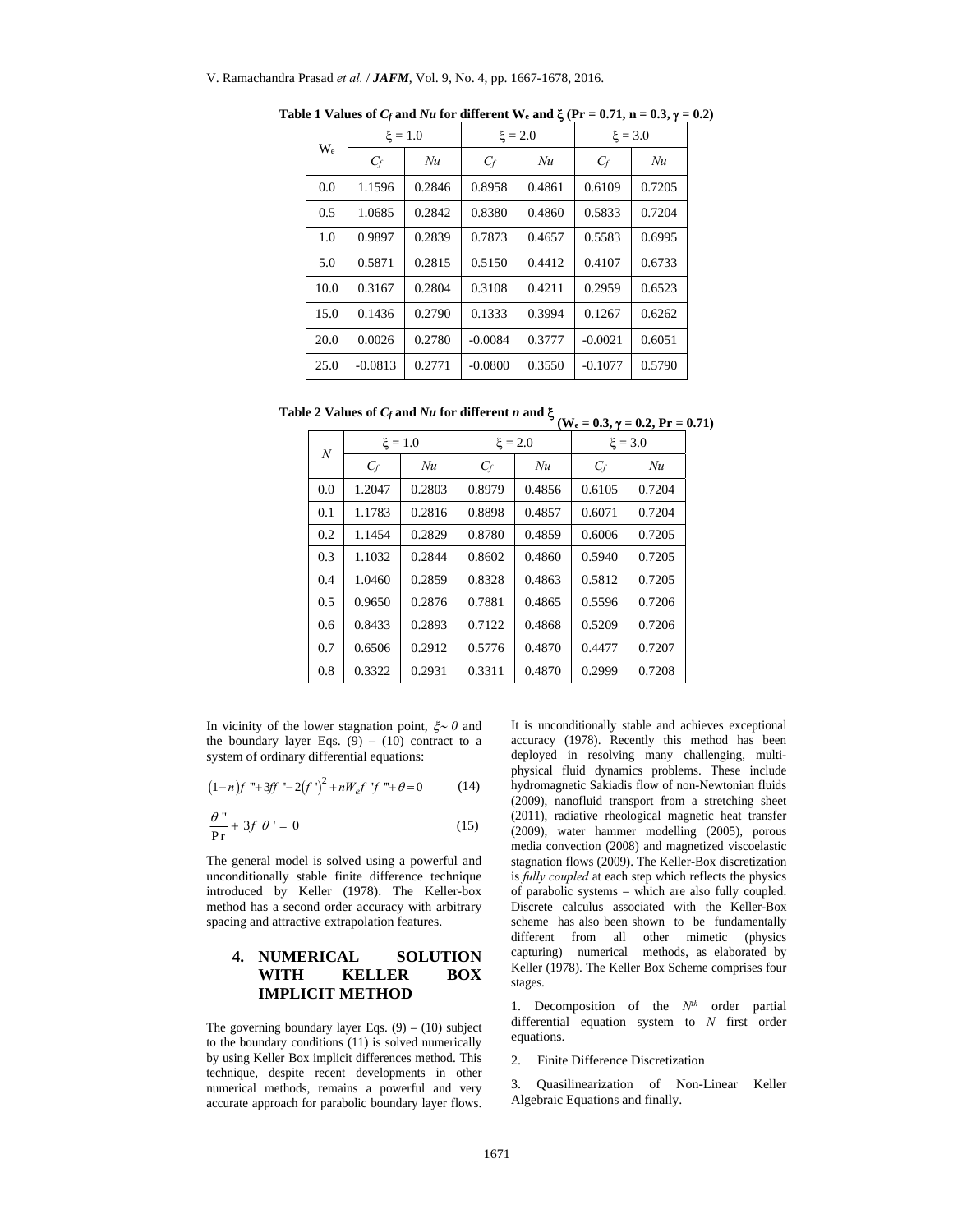**Table 1 Values of $C_f$ and $Nu$ for different $W_e$ and $\xi$ (Pr = 0.71, n = 0.3, $\gamma$ = 0.2)**

| $W_e$ | $\xi = 1.0$ | | $\xi = 2.0$ | | $\xi = 3.0$ | |
|---|---|---|---|---|---|---|
| | $C_f$ | $Nu$ | $C_f$ | $Nu$ | $C_f$ | $Nu$ |
| 0.0 | 1.1596 | 0.2846 | 0.8958 | 0.4861 | 0.6109 | 0.7205 |
| 0.5 | 1.0685 | 0.2842 | 0.8380 | 0.4860 | 0.5833 | 0.7204 |
| 1.0 | 0.9897 | 0.2839 | 0.7873 | 0.4657 | 0.5583 | 0.6995 |
| 5.0 | 0.5871 | 0.2815 | 0.5150 | 0.4412 | 0.4107 | 0.6733 |
| 10.0 | 0.3167 | 0.2804 | 0.3108 | 0.4211 | 0.2959 | 0.6523 |
| 15.0 | 0.1436 | 0.2790 | 0.1333 | 0.3994 | 0.1267 | 0.6262 |
| 20.0 | 0.0026 | 0.2780 | -0.0084 | 0.3777 | -0.0021 | 0.6051 |
| 25.0 | -0.0813 | 0.2771 | -0.0800 | 0.3550 | -0.1077 | 0.5790 |

**Table 2 Values of $C_f$ and $Nu$ for different $n$ and $\xi$ ($W_e$ = 0.3, $\gamma$ = 0.2, Pr = 0.71)**

| $N$ | $\xi = 1.0$ | | $\xi = 2.0$ | | $\xi = 3.0$ | |
|---|---|---|---|---|---|---|
| | $C_f$ | $Nu$ | $C_f$ | $Nu$ | $C_f$ | $Nu$ |
| 0.0 | 1.2047 | 0.2803 | 0.8979 | 0.4856 | 0.6105 | 0.7204 |
| 0.1 | 1.1783 | 0.2816 | 0.8898 | 0.4857 | 0.6071 | 0.7204 |
| 0.2 | 1.1454 | 0.2829 | 0.8780 | 0.4859 | 0.6006 | 0.7205 |
| 0.3 | 1.1032 | 0.2844 | 0.8602 | 0.4860 | 0.5940 | 0.7205 |
| 0.4 | 1.0460 | 0.2859 | 0.8328 | 0.4863 | 0.5812 | 0.7205 |
| 0.5 | 0.9650 | 0.2876 | 0.7881 | 0.4865 | 0.5596 | 0.7206 |
| 0.6 | 0.8433 | 0.2893 | 0.7122 | 0.4868 | 0.5209 | 0.7206 |
| 0.7 | 0.6506 | 0.2912 | 0.5776 | 0.4870 | 0.4477 | 0.7207 |
| 0.8 | 0.3322 | 0.2931 | 0.3311 | 0.4870 | 0.2999 | 0.7208 |

In vicinity of the lower stagnation point, $\xi \sim 0$ and the boundary layer Eqs. (9) – (10) contract to a system of ordinary differential equations:

$$(1-n)f''' + 3ff'' - 2(f')^2 + nW_e f'' f''' + \theta = 0 \qquad (14)$$

$$\frac{\theta''}{\Pr} + 3f\,\theta' = 0 \qquad (15)$$

The general model is solved using a powerful and unconditionally stable finite difference technique introduced by Keller (1978). The Keller-box method has a second order accuracy with arbitrary spacing and attractive extrapolation features.

## 4. NUMERICAL SOLUTION WITH KELLER BOX IMPLICIT METHOD

The governing boundary layer Eqs. (9) – (10) subject to the boundary conditions (11) is solved numerically by using Keller Box implicit differences method. This technique, despite recent developments in other numerical methods, remains a powerful and very accurate approach for parabolic boundary layer flows. It is unconditionally stable and achieves exceptional accuracy (1978). Recently this method has been deployed in resolving many challenging, multi-physical fluid dynamics problems. These include hydromagnetic Sakiadis flow of non-Newtonian fluids (2009), nanofluid transport from a stretching sheet (2011), radiative rheological magnetic heat transfer (2009), water hammer modelling (2005), porous media convection (2008) and magnetized viscoelastic stagnation flows (2009). The Keller-Box discretization is *fully coupled* at each step which reflects the physics of parabolic systems – which are also fully coupled. Discrete calculus associated with the Keller-Box scheme has also been shown to be fundamentally different from all other mimetic (physics capturing) numerical methods, as elaborated by Keller (1978). The Keller Box Scheme comprises four stages.

1. Decomposition of the $N^{th}$ order partial differential equation system to $N$ first order equations.

2. Finite Difference Discretization

3. Quasilinearization of Non-Linear Keller Algebraic Equations and finally.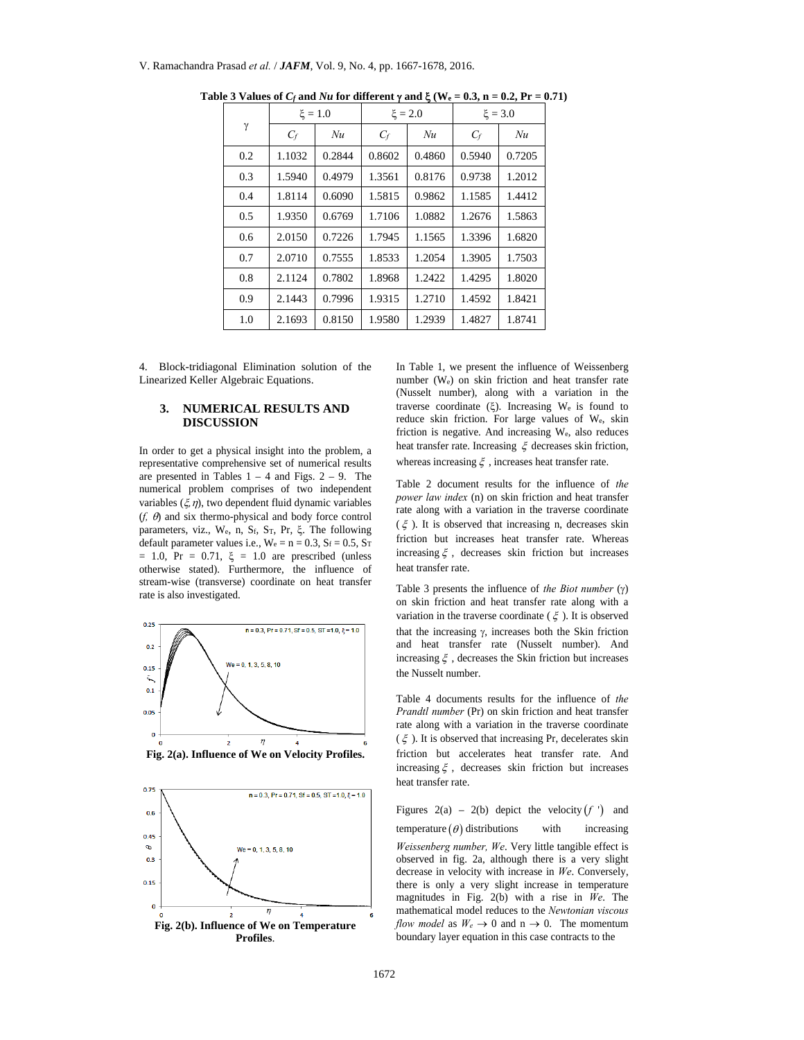**Table 3 Values of $C_f$ and $Nu$ for different γ and ξ ($W_e$ = 0.3, n = 0.2, Pr = 0.71)**

| γ | ξ = 1.0 | | ξ = 2.0 | | ξ = 3.0 | |
|---|---|---|---|---|---|---|
| | $C_f$ | $Nu$ | $C_f$ | $Nu$ | $C_f$ | $Nu$ |
| 0.2 | 1.1032 | 0.2844 | 0.8602 | 0.4860 | 0.5940 | 0.7205 |
| 0.3 | 1.5940 | 0.4979 | 1.3561 | 0.8176 | 0.9738 | 1.2012 |
| 0.4 | 1.8114 | 0.6090 | 1.5815 | 0.9862 | 1.1585 | 1.4412 |
| 0.5 | 1.9350 | 0.6769 | 1.7106 | 1.0882 | 1.2676 | 1.5863 |
| 0.6 | 2.0150 | 0.7226 | 1.7945 | 1.1565 | 1.3396 | 1.6820 |
| 0.7 | 2.0710 | 0.7555 | 1.8533 | 1.2054 | 1.3905 | 1.7503 |
| 0.8 | 2.1124 | 0.7802 | 1.8968 | 1.2422 | 1.4295 | 1.8020 |
| 0.9 | 2.1443 | 0.7996 | 1.9315 | 1.2710 | 1.4592 | 1.8421 |
| 1.0 | 2.1693 | 0.8150 | 1.9580 | 1.2939 | 1.4827 | 1.8741 |

4. Block-tridiagonal Elimination solution of the Linearized Keller Algebraic Equations.

## 3. NUMERICAL RESULTS AND DISCUSSION

In order to get a physical insight into the problem, a representative comprehensive set of numerical results are presented in Tables 1 – 4 and Figs. 2 – 9. The numerical problem comprises of two independent variables ($\xi, \eta$), two dependent fluid dynamic variables ($f$, $\theta$) and six thermo-physical and body force control parameters, viz., $W_e$, n, $S_f$, $S_T$, Pr, ξ. The following default parameter values i.e., $W_e$ = n = 0.3, $S_f$ = 0.5, $S_T$ = 1.0, Pr = 0.71, ξ = 1.0 are prescribed (unless otherwise stated). Furthermore, the influence of stream-wise (transverse) coordinate on heat transfer rate is also investigated.

**Fig. 2(a). Influence of We on Velocity Profiles.**

**Fig. 2(b). Influence of We on Temperature Profiles.**

In Table 1, we present the influence of Weissenberg number ($W_e$) on skin friction and heat transfer rate (Nusselt number), along with a variation in the traverse coordinate (ξ). Increasing $W_e$ is found to reduce skin friction. For large values of $W_e$, skin friction is negative. And increasing $W_e$, also reduces heat transfer rate. Increasing $\xi$ decreases skin friction, whereas increasing $\xi$ , increases heat transfer rate.

Table 2 document results for the influence of *the power law index* (n) on skin friction and heat transfer rate along with a variation in the traverse coordinate ($\xi$). It is observed that increasing n, decreases skin friction but increases heat transfer rate. Whereas increasing $\xi$ , decreases skin friction but increases heat transfer rate.

Table 3 presents the influence of *the Biot number* (γ) on skin friction and heat transfer rate along with a variation in the traverse coordinate ($\xi$). It is observed that the increasing γ, increases both the Skin friction and heat transfer rate (Nusselt number). And increasing $\xi$ , decreases the Skin friction but increases the Nusselt number.

Table 4 documents results for the influence of *the Prandtl number* (Pr) on skin friction and heat transfer rate along with a variation in the traverse coordinate ($\xi$). It is observed that increasing Pr, decelerates skin friction but accelerates heat transfer rate. And increasing $\xi$ , decreases skin friction but increases heat transfer rate.

Figures 2(a) – 2(b) depict the velocity $(f\,')$ and temperature $(\theta)$ distributions with increasing *Weissenberg number, We*. Very little tangible effect is observed in fig. 2a, although there is a very slight decrease in velocity with increase in *We*. Conversely, there is only a very slight increase in temperature magnitudes in Fig. 2(b) with a rise in *We*. The mathematical model reduces to the *Newtonian viscous flow model* as $W_e \to 0$ and n $\to$ 0. The momentum boundary layer equation in this case contracts to the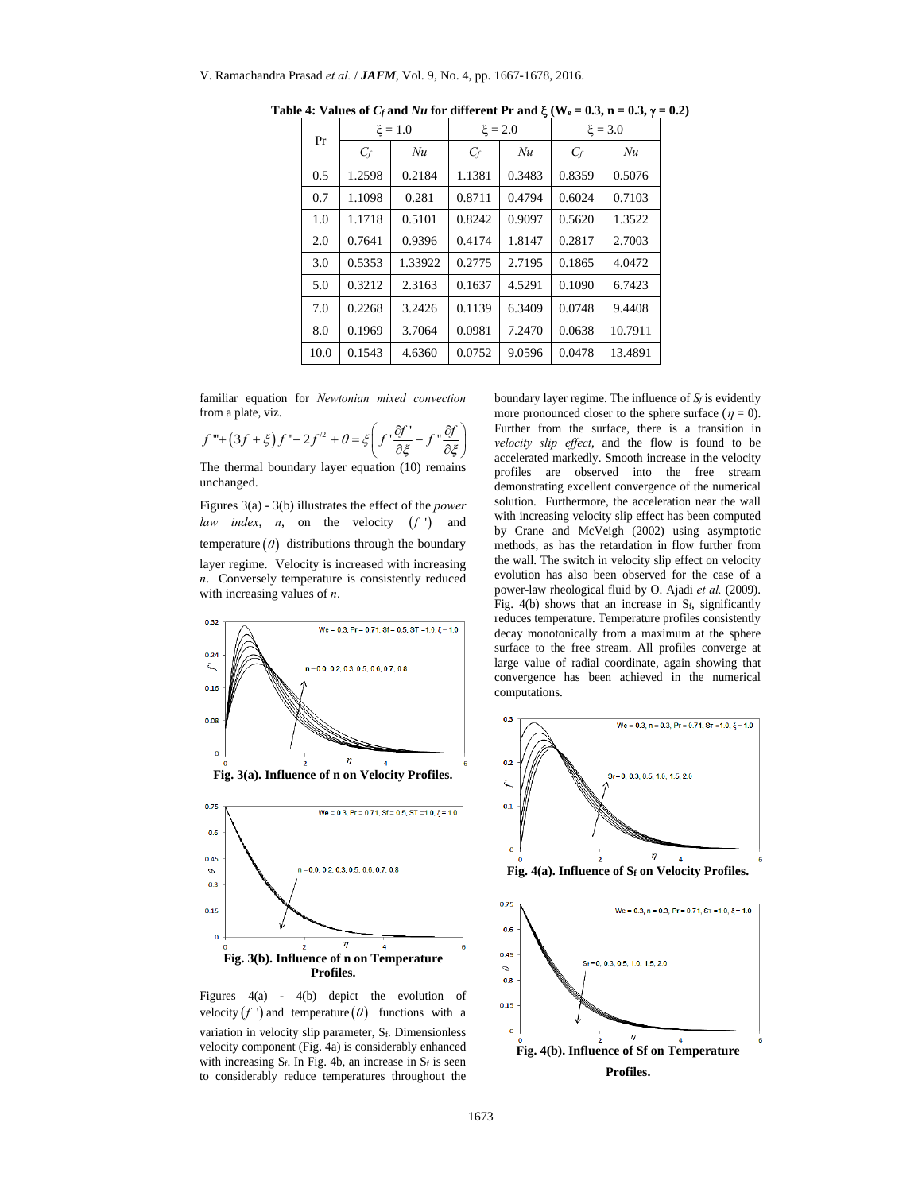**Table 4: Values of $C_f$ and $Nu$ for different Pr and ξ ($W_e$ = 0.3, n = 0.3, γ = 0.2)**

| Pr | ξ = 1.0 | | ξ = 2.0 | | ξ = 3.0 | |
|---|---|---|---|---|---|---|
| | $C_f$ | $Nu$ | $C_f$ | $Nu$ | $C_f$ | $Nu$ |
| 0.5 | 1.2598 | 0.2184 | 1.1381 | 0.3483 | 0.8359 | 0.5076 |
| 0.7 | 1.1098 | 0.281 | 0.8711 | 0.4794 | 0.6024 | 0.7103 |
| 1.0 | 1.1718 | 0.5101 | 0.8242 | 0.9097 | 0.5620 | 1.3522 |
| 2.0 | 0.7641 | 0.9396 | 0.4174 | 1.8147 | 0.2817 | 2.7003 |
| 3.0 | 0.5353 | 1.33922 | 0.2775 | 2.7195 | 0.1865 | 4.0472 |
| 5.0 | 0.3212 | 2.3163 | 0.1637 | 4.5291 | 0.1090 | 6.7423 |
| 7.0 | 0.2268 | 3.2426 | 0.1139 | 6.3409 | 0.0748 | 9.4408 |
| 8.0 | 0.1969 | 3.7064 | 0.0981 | 7.2470 | 0.0638 | 10.7911 |
| 10.0 | 0.1543 | 4.6360 | 0.0752 | 9.0596 | 0.0478 | 13.4891 |

familiar equation for *Newtonian mixed convection* from a plate, viz.

$$f''' + (3f + \xi) f'' - 2f'^2 + \theta = \xi \left( f' \frac{\partial f'}{\partial \xi} - f'' \frac{\partial f}{\partial \xi} \right)$$

The thermal boundary layer equation (10) remains unchanged.

Figures 3(a) - 3(b) illustrates the effect of the *power law index*, *n*, on the velocity $(f')$ and temperature $(\theta)$ distributions through the boundary layer regime. Velocity is increased with increasing *n*. Conversely temperature is consistently reduced with increasing values of *n*.

**Fig. 3(a). Influence of n on Velocity Profiles.**

**Fig. 3(b). Influence of n on Temperature Profiles.**

Figures 4(a) - 4(b) depict the evolution of velocity $(f')$ and temperature $(\theta)$ functions with a variation in velocity slip parameter, $S_f$. Dimensionless velocity component (Fig. 4a) is considerably enhanced with increasing $S_f$. In Fig. 4b, an increase in $S_f$ is seen to considerably reduce temperatures throughout the boundary layer regime. The influence of $S_f$ is evidently more pronounced closer to the sphere surface ($\eta = 0$). Further from the surface, there is a transition in *velocity slip effect*, and the flow is found to be accelerated markedly. Smooth increase in the velocity profiles are observed into the free stream demonstrating excellent convergence of the numerical solution. Furthermore, the acceleration near the wall with increasing velocity slip effect has been computed by Crane and McVeigh (2002) using asymptotic methods, as has the retardation in flow further from the wall. The switch in velocity slip effect on velocity evolution has also been observed for the case of a power-law rheological fluid by O. Ajadi *et al.* (2009). Fig. 4(b) shows that an increase in $S_f$, significantly reduces temperature. Temperature profiles consistently decay monotonically from a maximum at the sphere surface to the free stream. All profiles converge at large value of radial coordinate, again showing that convergence has been achieved in the numerical computations.

**Fig. 4(a). Influence of $S_f$ on Velocity Profiles.**

**Fig. 4(b). Influence of Sf on Temperature Profiles.**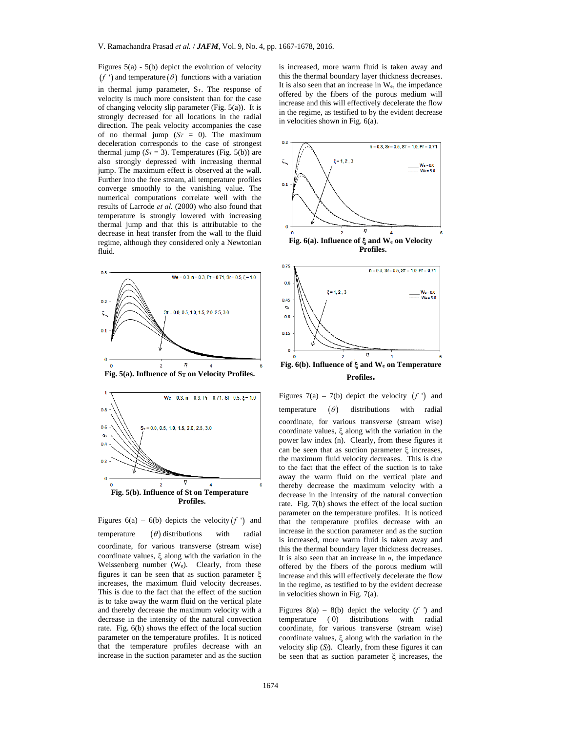Figures 5(a) - 5(b) depict the evolution of velocity $(f\ ')$ and temperature $(\theta)$ functions with a variation in thermal jump parameter, $S_T$. The response of velocity is much more consistent than for the case of changing velocity slip parameter (Fig. 5(a)). It is strongly decreased for all locations in the radial direction. The peak velocity accompanies the case of no thermal jump ($S_T$ = 0). The maximum deceleration corresponds to the case of strongest thermal jump ($S_T$ = 3). Temperatures (Fig. 5(b)) are also strongly depressed with increasing thermal jump. The maximum effect is observed at the wall. Further into the free stream, all temperature profiles converge smoothly to the vanishing value. The numerical computations correlate well with the results of Larrode *et al.* (2000) who also found that temperature is strongly lowered with increasing thermal jump and that this is attributable to the decrease in heat transfer from the wall to the fluid regime, although they considered only a Newtonian fluid.

**Fig. 5(a). Influence of $S_T$ on Velocity Profiles.**

**Fig. 5(b). Influence of St on Temperature Profiles.**

Figures 6(a) – 6(b) depicts the velocity $(f\ ')$ and temperature $(\theta)$ distributions with radial coordinate, for various transverse (stream wise) coordinate values, ξ along with the variation in the Weissenberg number ($W_e$). Clearly, from these figures it can be seen that as suction parameter ξ increases, the maximum fluid velocity decreases. This is due to the fact that the effect of the suction is to take away the warm fluid on the vertical plate and thereby decrease the maximum velocity with a decrease in the intensity of the natural convection rate. Fig. 6(b) shows the effect of the local suction parameter on the temperature profiles. It is noticed that the temperature profiles decrease with an increase in the suction parameter and as the suction is increased, more warm fluid is taken away and this the thermal boundary layer thickness decreases. It is also seen that an increase in $W_e$, the impedance offered by the fibers of the porous medium will increase and this will effectively decelerate the flow in the regime, as testified to by the evident decrease in velocities shown in Fig. 6(a).

**Fig. 6(a). Influence of ξ and $W_e$ on Velocity Profiles.**

**Fig. 6(b). Influence of ξ and $W_e$ on Temperature Profiles.**

Figures 7(a) – 7(b) depict the velocity $(f\ ')$ and temperature $(\theta)$ distributions with radial coordinate, for various transverse (stream wise) coordinate values, ξ along with the variation in the power law index (n). Clearly, from these figures it can be seen that as suction parameter ξ increases, the maximum fluid velocity decreases. This is due to the fact that the effect of the suction is to take away the warm fluid on the vertical plate and thereby decrease the maximum velocity with a decrease in the intensity of the natural convection rate. Fig. 7(b) shows the effect of the local suction parameter on the temperature profiles. It is noticed that the temperature profiles decrease with an increase in the suction parameter and as the suction is increased, more warm fluid is taken away and this the thermal boundary layer thickness decreases. It is also seen that an increase in *n*, the impedance offered by the fibers of the porous medium will increase and this will effectively decelerate the flow in the regime, as testified to by the evident decrease in velocities shown in Fig. 7(a).

Figures 8(a) – 8(b) depict the velocity $(f\ ')$ and temperature $(\theta)$ distributions with radial coordinate, for various transverse (stream wise) coordinate values, ξ along with the variation in the velocity slip ($S_f$). Clearly, from these figures it can be seen that as suction parameter ξ increases, the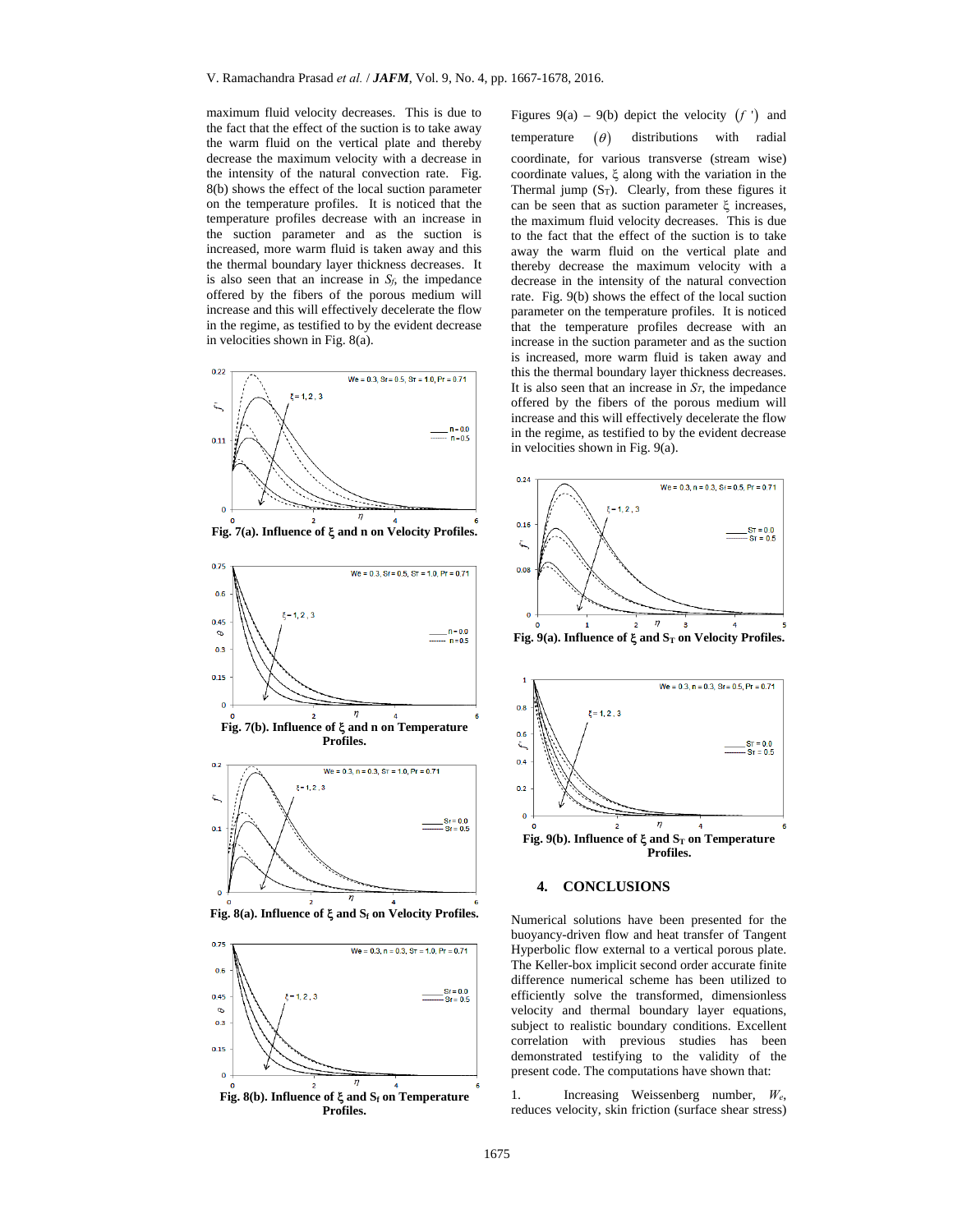maximum fluid velocity decreases. This is due to the fact that the effect of the suction is to take away the warm fluid on the vertical plate and thereby decrease the maximum velocity with a decrease in the intensity of the natural convection rate. Fig. 8(b) shows the effect of the local suction parameter on the temperature profiles. It is noticed that the temperature profiles decrease with an increase in the suction parameter and as the suction is increased, more warm fluid is taken away and this the thermal boundary layer thickness decreases. It is also seen that an increase in $S_f$, the impedance offered by the fibers of the porous medium will increase and this will effectively decelerate the flow in the regime, as testified to by the evident decrease in velocities shown in Fig. 8(a).

**Fig. 7(a). Influence of ξ and n on Velocity Profiles.**

**Fig. 7(b). Influence of ξ and n on Temperature Profiles.**

**Fig. 8(a). Influence of ξ and $S_f$ on Velocity Profiles.**

**Fig. 8(b). Influence of ξ and $S_f$ on Temperature Profiles.**

Figures 9(a) – 9(b) depict the velocity $(f')$ and temperature $(\theta)$ distributions with radial coordinate, for various transverse (stream wise) coordinate values, ξ along with the variation in the Thermal jump ($S_T$). Clearly, from these figures it can be seen that as suction parameter ξ increases, the maximum fluid velocity decreases. This is due to the fact that the effect of the suction is to take away the warm fluid on the vertical plate and thereby decrease the maximum velocity with a decrease in the intensity of the natural convection rate. Fig. 9(b) shows the effect of the local suction parameter on the temperature profiles. It is noticed that the temperature profiles decrease with an increase in the suction parameter and as the suction is increased, more warm fluid is taken away and this the thermal boundary layer thickness decreases. It is also seen that an increase in $S_T$, the impedance offered by the fibers of the porous medium will increase and this will effectively decelerate the flow in the regime, as testified to by the evident decrease in velocities shown in Fig. 9(a).

**Fig. 9(a). Influence of ξ and $S_T$ on Velocity Profiles.**

**Fig. 9(b). Influence of ξ and $S_T$ on Temperature Profiles.**

## 4. CONCLUSIONS

Numerical solutions have been presented for the buoyancy-driven flow and heat transfer of Tangent Hyperbolic flow external to a vertical porous plate. The Keller-box implicit second order accurate finite difference numerical scheme has been utilized to efficiently solve the transformed, dimensionless velocity and thermal boundary layer equations, subject to realistic boundary conditions. Excellent correlation with previous studies has been demonstrated testifying to the validity of the present code. The computations have shown that:

1. Increasing Weissenberg number, $W_e$, reduces velocity, skin friction (surface shear stress)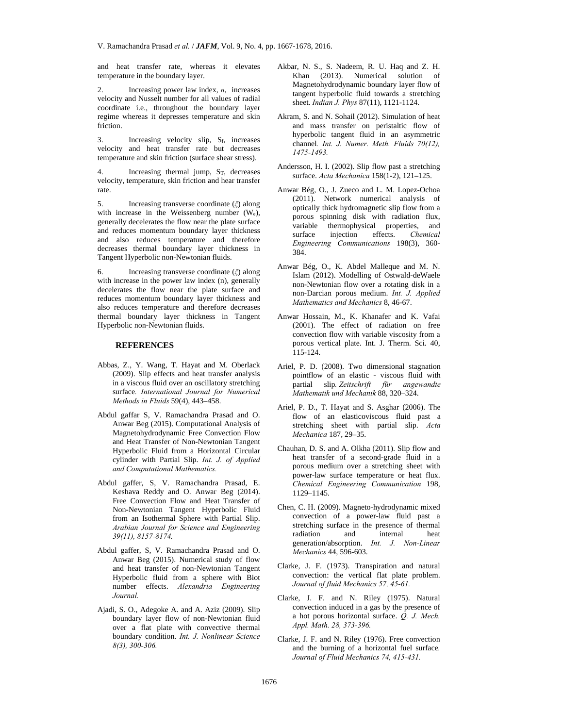and heat transfer rate, whereas it elevates temperature in the boundary layer.

2. Increasing power law index, $n$, increases velocity and Nusselt number for all values of radial coordinate i.e., throughout the boundary layer regime whereas it depresses temperature and skin friction.

3. Increasing velocity slip, $S_f$, increases velocity and heat transfer rate but decreases temperature and skin friction (surface shear stress).

4. Increasing thermal jump, $S_T$, decreases velocity, temperature, skin friction and hear transfer rate.

5. Increasing transverse coordinate ($\xi$) along with increase in the Weissenberg number ($W_e$), generally decelerates the flow near the plate surface and reduces momentum boundary layer thickness and also reduces temperature and therefore decreases thermal boundary layer thickness in Tangent Hyperbolic non-Newtonian fluids.

6. Increasing transverse coordinate ($\xi$) along with increase in the power law index (n), generally decelerates the flow near the plate surface and reduces momentum boundary layer thickness and also reduces temperature and therefore decreases thermal boundary layer thickness in Tangent Hyperbolic non-Newtonian fluids.

## REFERENCES

Abbas, Z., Y. Wang, T. Hayat and M. Oberlack (2009). Slip effects and heat transfer analysis in a viscous fluid over an oscillatory stretching surface. *International Journal for Numerical Methods in Fluids* 59(4), 443–458.

Abdul gaffar S, V. Ramachandra Prasad and O. Anwar Beg (2015). Computational Analysis of Magnetohydrodynamic Free Convection Flow and Heat Transfer of Non-Newtonian Tangent Hyperbolic Fluid from a Horizontal Circular cylinder with Partial Slip. *Int. J. of Applied and Computational Mathematics.*

Abdul gaffer, S, V. Ramachandra Prasad, E. Keshava Reddy and O. Anwar Beg (2014). Free Convection Flow and Heat Transfer of Non-Newtonian Tangent Hyperbolic Fluid from an Isothermal Sphere with Partial Slip. *Arabian Journal for Science and Engineering 39(11), 8157-8174.*

Abdul gaffer, S, V. Ramachandra Prasad and O. Anwar Beg (2015). Numerical study of flow and heat transfer of non-Newtonian Tangent Hyperbolic fluid from a sphere with Biot number effects. *Alexandria Engineering Journal.*

Ajadi, S. O., Adegoke A. and A. Aziz (2009). Slip boundary layer flow of non-Newtonian fluid over a flat plate with convective thermal boundary condition. *Int. J. Nonlinear Science 8(3), 300-306.*

Akbar, N. S., S. Nadeem, R. U. Haq and Z. H. Khan (2013). Numerical solution of Magnetohydrodynamic boundary layer flow of tangent hyperbolic fluid towards a stretching sheet. *Indian J. Phys* 87(11), 1121-1124.

Akram, S. and N. Sohail (2012). Simulation of heat and mass transfer on peristaltic flow of hyperbolic tangent fluid in an asymmetric channel. *Int. J. Numer. Meth. Fluids 70(12), 1475-1493.*

Andersson, H. I. (2002). Slip flow past a stretching surface. *Acta Mechanica* 158(1-2), 121–125.

Anwar Bég, O., J. Zueco and L. M. Lopez-Ochoa (2011). Network numerical analysis of optically thick hydromagnetic slip flow from a porous spinning disk with radiation flux, variable thermophysical properties, and surface injection effects. *Chemical Engineering Communications* 198(3), 360-384.

Anwar Bég, O., K. Abdel Malleque and M. N. Islam (2012). Modelling of Ostwald-deWaele non-Newtonian flow over a rotating disk in a non-Darcian porous medium. *Int. J. Applied Mathematics and Mechanics* 8, 46-67.

Anwar Hossain, M., K. Khanafer and K. Vafai (2001). The effect of radiation on free convection flow with variable viscosity from a porous vertical plate. Int. J. Therm. Sci. 40, 115-124.

Ariel, P. D. (2008). Two dimensional stagnation pointflow of an elastic - viscous fluid with partial slip. *Zeitschrift für angewandte Mathematik und Mechanik* 88, 320–324.

Ariel, P. D., T. Hayat and S. Asghar (2006). The flow of an elasticoviscous fluid past a stretching sheet with partial slip. *Acta Mechanica* 187, 29–35.

Chauhan, D. S. and A. Olkha (2011). Slip flow and heat transfer of a second-grade fluid in a porous medium over a stretching sheet with power-law surface temperature or heat flux. *Chemical Engineering Communication* 198, 1129–1145.

Chen, C. H. (2009). Magneto-hydrodynamic mixed convection of a power-law fluid past a stretching surface in the presence of thermal radiation and internal heat generation/absorption. *Int. J. Non-Linear Mechanics* 44, 596-603.

Clarke, J. F. (1973). Transpiration and natural convection: the vertical flat plate problem. *Journal of fluid Mechanics 57, 45-61.*

Clarke, J. F. and N. Riley (1975). Natural convection induced in a gas by the presence of a hot porous horizontal surface. *Q. J. Mech. Appl. Math. 28, 373-396.*

Clarke, J. F. and N. Riley (1976). Free convection and the burning of a horizontal fuel surface. *Journal of Fluid Mechanics 74, 415-431.*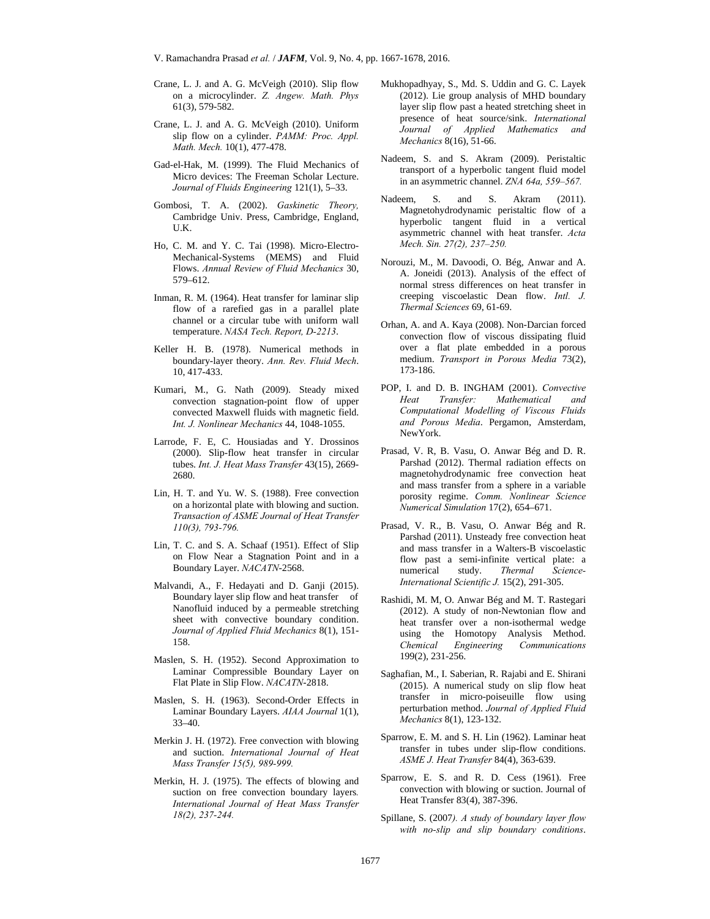Crane, L. J. and A. G. McVeigh (2010). Slip flow on a microcylinder. *Z. Angew. Math. Phys* 61(3), 579-582.

Crane, L. J. and A. G. McVeigh (2010). Uniform slip flow on a cylinder. *PAMM: Proc. Appl. Math. Mech.* 10(1), 477-478.

Gad-el-Hak, M. (1999). The Fluid Mechanics of Micro devices: The Freeman Scholar Lecture. *Journal of Fluids Engineering* 121(1), 5–33.

Gombosi, T. A. (2002). *Gaskinetic Theory,* Cambridge Univ. Press, Cambridge, England, U.K.

Ho, C. M. and Y. C. Tai (1998). Micro-Electro-Mechanical-Systems (MEMS) and Fluid Flows. *Annual Review of Fluid Mechanics* 30, 579–612.

Inman, R. M. (1964). Heat transfer for laminar slip flow of a rarefied gas in a parallel plate channel or a circular tube with uniform wall temperature. *NASA Tech. Report, D-2213*.

Keller H. B. (1978). Numerical methods in boundary-layer theory. *Ann. Rev. Fluid Mech*. 10, 417-433.

Kumari, M., G. Nath (2009). Steady mixed convection stagnation-point flow of upper convected Maxwell fluids with magnetic field. *Int. J. Nonlinear Mechanics* 44, 1048-1055.

Larrode, F. E, C. Housiadas and Y. Drossinos (2000). Slip-flow heat transfer in circular tubes. *Int. J. Heat Mass Transfer* 43(15), 2669-2680.

Lin, H. T. and Yu. W. S. (1988). Free convection on a horizontal plate with blowing and suction. *Transaction of ASME Journal of Heat Transfer 110(3), 793-796.*

Lin, T. C. and S. A. Schaaf (1951). Effect of Slip on Flow Near a Stagnation Point and in a Boundary Layer. *NACATN*-2568.

Malvandi, A., F. Hedayati and D. Ganji (2015). Boundary layer slip flow and heat transfer of Nanofluid induced by a permeable stretching sheet with convective boundary condition. *Journal of Applied Fluid Mechanics* 8(1), 151-158.

Maslen, S. H. (1952). Second Approximation to Laminar Compressible Boundary Layer on Flat Plate in Slip Flow. *NACATN*-2818.

Maslen, S. H. (1963). Second-Order Effects in Laminar Boundary Layers. *AIAA Journal* 1(1), 33–40.

Merkin J. H. (1972). Free convection with blowing and suction. *International Journal of Heat Mass Transfer 15(5), 989-999.*

Merkin, H. J. (1975). The effects of blowing and suction on free convection boundary layers*. International Journal of Heat Mass Transfer 18(2), 237-244.*

Mukhopadhyay, S., Md. S. Uddin and G. C. Layek (2012). Lie group analysis of MHD boundary layer slip flow past a heated stretching sheet in presence of heat source/sink. *International Journal of Applied Mathematics and Mechanics* 8(16), 51-66.

Nadeem, S. and S. Akram (2009). Peristaltic transport of a hyperbolic tangent fluid model in an asymmetric channel. *ZNA 64a, 559–567.*

Nadeem, S. and S. Akram (2011). Magnetohydrodynamic peristaltic flow of a hyperbolic tangent fluid in a vertical asymmetric channel with heat transfer. *Acta Mech. Sin. 27(2), 237–250.*

Norouzi, M., M. Davoodi, O. Bég, Anwar and A. A. Joneidi (2013). Analysis of the effect of normal stress differences on heat transfer in creeping viscoelastic Dean flow. *Intl. J. Thermal Sciences* 69, 61-69.

Orhan, A. and A. Kaya (2008). Non-Darcian forced convection flow of viscous dissipating fluid over a flat plate embedded in a porous medium. *Transport in Porous Media* 73(2), 173-186.

POP, I. and D. B. INGHAM (2001). *Convective Heat Transfer: Mathematical and Computational Modelling of Viscous Fluids and Porous Media*. Pergamon, Amsterdam, NewYork.

Prasad, V. R, B. Vasu, O. Anwar Bég and D. R. Parshad (2012). Thermal radiation effects on magnetohydrodynamic free convection heat and mass transfer from a sphere in a variable porosity regime. *Comm. Nonlinear Science Numerical Simulation* 17(2), 654–671.

Prasad, V. R., B. Vasu, O. Anwar Bég and R. Parshad (2011). Unsteady free convection heat and mass transfer in a Walters-B viscoelastic flow past a semi-infinite vertical plate: a numerical study. *Thermal Science-International Scientific J.* 15(2), 291-305.

Rashidi, M. M, O. Anwar Bég and M. T. Rastegari (2012). A study of non-Newtonian flow and heat transfer over a non-isothermal wedge using the Homotopy Analysis Method. *Chemical Engineering Communications* 199(2), 231-256.

Saghafian, M., I. Saberian, R. Rajabi and E. Shirani (2015). A numerical study on slip flow heat transfer in micro-poiseuille flow using perturbation method. *Journal of Applied Fluid Mechanics* 8(1), 123-132.

Sparrow, E. M. and S. H. Lin (1962). Laminar heat transfer in tubes under slip-flow conditions. *ASME J. Heat Transfer* 84(4), 363-639.

Sparrow, E. S. and R. D. Cess (1961). Free convection with blowing or suction. Journal of Heat Transfer 83(4), 387-396.

Spillane, S. (2007*). A study of boundary layer flow with no-slip and slip boundary conditions*.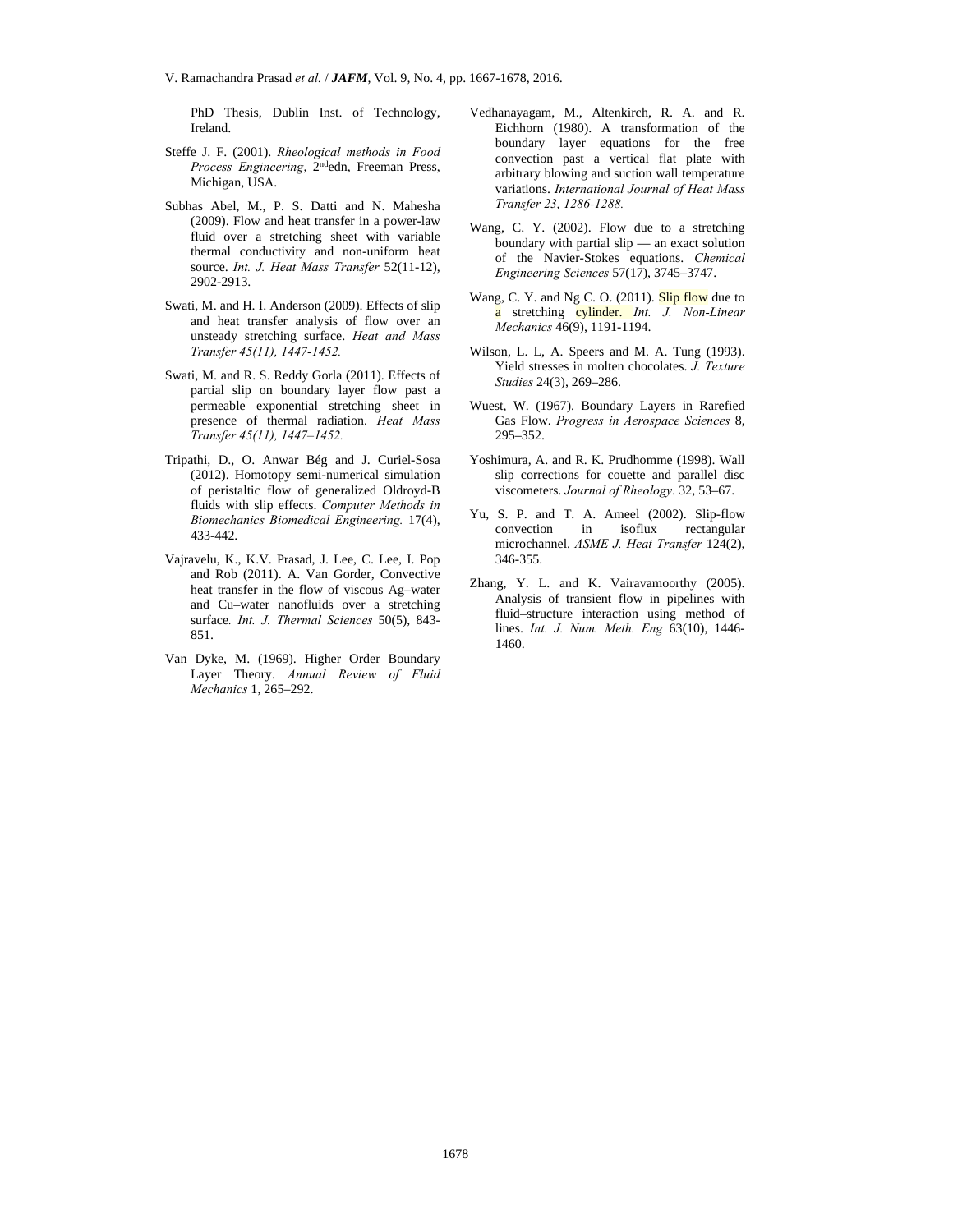PhD Thesis, Dublin Inst. of Technology, Ireland.

Steffe J. F. (2001). *Rheological methods in Food Process Engineering*, 2ndedn, Freeman Press, Michigan, USA.

Subhas Abel, M., P. S. Datti and N. Mahesha (2009). Flow and heat transfer in a power-law fluid over a stretching sheet with variable thermal conductivity and non-uniform heat source. *Int. J. Heat Mass Transfer* 52(11-12), 2902-2913.

Swati, M. and H. I. Anderson (2009). Effects of slip and heat transfer analysis of flow over an unsteady stretching surface. *Heat and Mass Transfer 45(11), 1447-1452.*

Swati, M. and R. S. Reddy Gorla (2011). Effects of partial slip on boundary layer flow past a permeable exponential stretching sheet in presence of thermal radiation. *Heat Mass Transfer 45(11), 1447–1452.*

Tripathi, D., O. Anwar Bég and J. Curiel-Sosa (2012). Homotopy semi-numerical simulation of peristaltic flow of generalized Oldroyd-B fluids with slip effects. *Computer Methods in Biomechanics Biomedical Engineering.* 17(4), 433-442.

Vajravelu, K., K.V. Prasad, J. Lee, C. Lee, I. Pop and Rob (2011). A. Van Gorder, Convective heat transfer in the flow of viscous Ag–water and Cu–water nanofluids over a stretching surface*. Int. J. Thermal Sciences* 50(5), 843-851.

Van Dyke, M. (1969). Higher Order Boundary Layer Theory. *Annual Review of Fluid Mechanics* 1, 265–292.

Vedhanayagam, M., Altenkirch, R. A. and R. Eichhorn (1980). A transformation of the boundary layer equations for the free convection past a vertical flat plate with arbitrary blowing and suction wall temperature variations. *International Journal of Heat Mass Transfer 23, 1286-1288.*

Wang, C. Y. (2002). Flow due to a stretching boundary with partial slip — an exact solution of the Navier-Stokes equations. *Chemical Engineering Sciences* 57(17), 3745–3747.

Wang, C. Y. and Ng C. O. (2011). Slip flow due to a stretching cylinder. *Int. J. Non-Linear Mechanics* 46(9), 1191-1194.

Wilson, L. L, A. Speers and M. A. Tung (1993). Yield stresses in molten chocolates. *J. Texture Studies* 24(3), 269–286.

Wuest, W. (1967). Boundary Layers in Rarefied Gas Flow. *Progress in Aerospace Sciences* 8, 295–352.

Yoshimura, A. and R. K. Prudhomme (1998). Wall slip corrections for couette and parallel disc viscometers. *Journal of Rheology.* 32, 53–67.

Yu, S. P. and T. A. Ameel (2002). Slip-flow convection in isoflux rectangular microchannel. *ASME J. Heat Transfer* 124(2), 346-355.

Zhang, Y. L. and K. Vairavamoorthy (2005). Analysis of transient flow in pipelines with fluid–structure interaction using method of lines. *Int. J. Num. Meth. Eng* 63(10), 1446-1460.